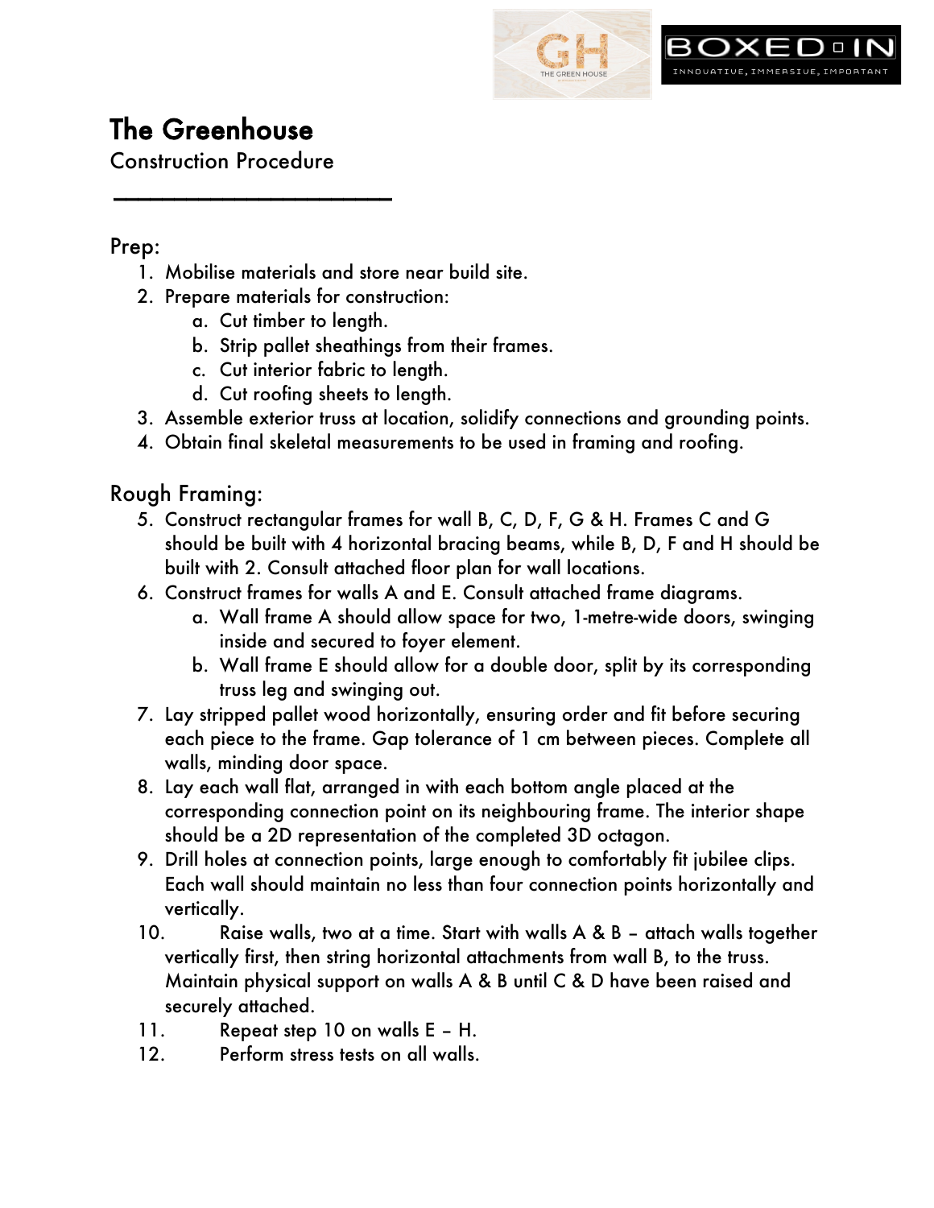# The Greenhouse

Construction Procedure

## Prep:

1. Mobilise materials and store near build site.
2. Prepare materials for construction:
   a. Cut timber to length.
   b. Strip pallet sheathings from their frames.
   c. Cut interior fabric to length.
   d. Cut roofing sheets to length.
3. Assemble exterior truss at location, solidify connections and grounding points.
4. Obtain final skeletal measurements to be used in framing and roofing.

## Rough Framing:

5. Construct rectangular frames for wall B, C, D, F, G & H. Frames C and G should be built with 4 horizontal bracing beams, while B, D, F and H should be built with 2. Consult attached floor plan for wall locations.
6. Construct frames for walls A and E. Consult attached frame diagrams.
   a. Wall frame A should allow space for two, 1-metre-wide doors, swinging inside and secured to foyer element.
   b. Wall frame E should allow for a double door, split by its corresponding truss leg and swinging out.
7. Lay stripped pallet wood horizontally, ensuring order and fit before securing each piece to the frame. Gap tolerance of 1 cm between pieces. Complete all walls, minding door space.
8. Lay each wall flat, arranged in with each bottom angle placed at the corresponding connection point on its neighbouring frame. The interior shape should be a 2D representation of the completed 3D octagon.
9. Drill holes at connection points, large enough to comfortably fit jubilee clips. Each wall should maintain no less than four connection points horizontally and vertically.
10. Raise walls, two at a time. Start with walls A & B – attach walls together vertically first, then string horizontal attachments from wall B, to the truss. Maintain physical support on walls A & B until C & D have been raised and securely attached.
11. Repeat step 10 on walls E – H.
12. Perform stress tests on all walls.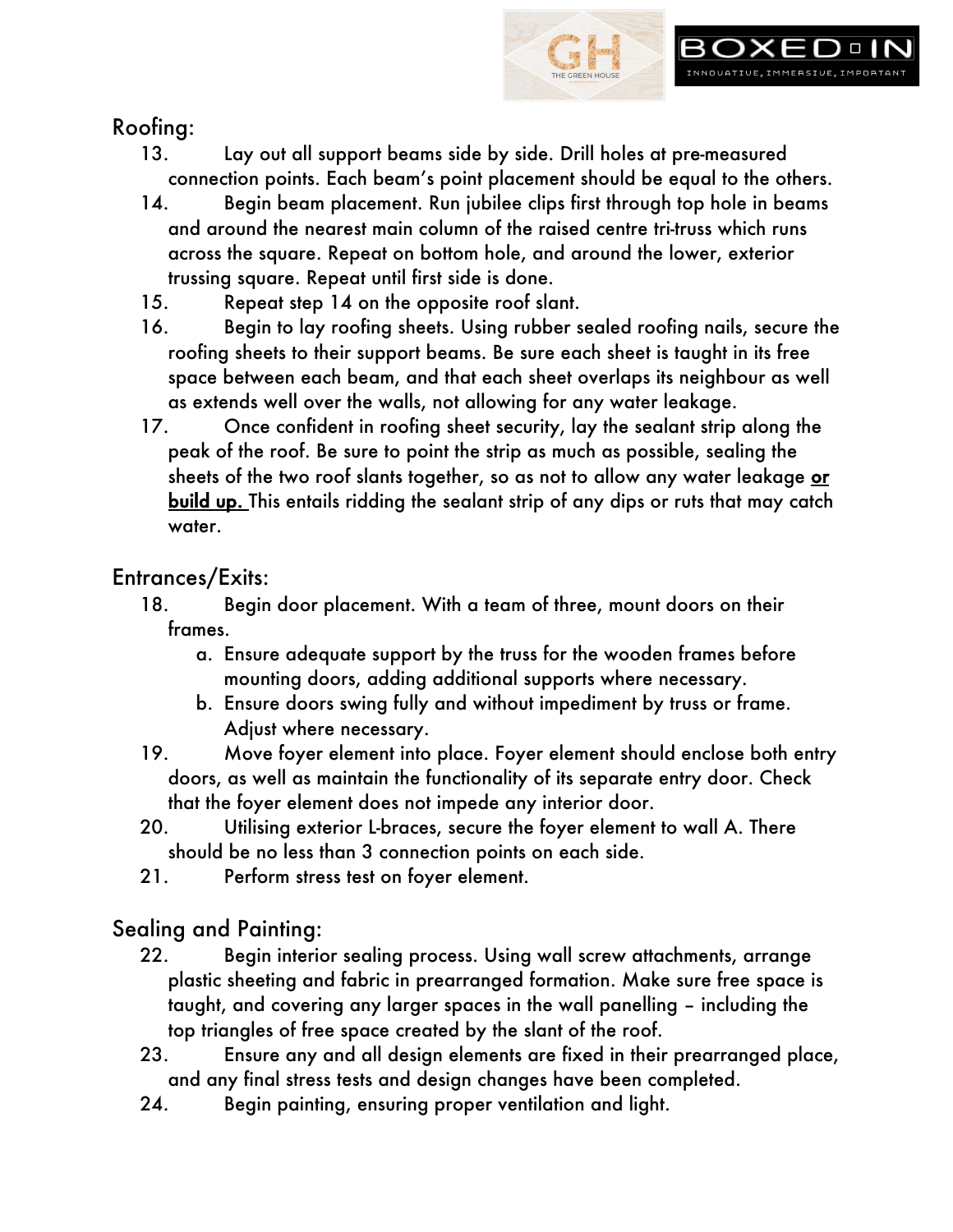Roofing:

13. Lay out all support beams side by side. Drill holes at pre-measured connection points. Each beam's point placement should be equal to the others.
14. Begin beam placement. Run jubilee clips first through top hole in beams and around the nearest main column of the raised centre tri-truss which runs across the square. Repeat on bottom hole, and around the lower, exterior trussing square. Repeat until first side is done.
15. Repeat step 14 on the opposite roof slant.
16. Begin to lay roofing sheets. Using rubber sealed roofing nails, secure the roofing sheets to their support beams. Be sure each sheet is taught in its free space between each beam, and that each sheet overlaps its neighbour as well as extends well over the walls, not allowing for any water leakage.
17. Once confident in roofing sheet security, lay the sealant strip along the peak of the roof. Be sure to point the strip as much as possible, sealing the sheets of the two roof slants together, so as not to allow any water leakage <u>**or build up.**</u> This entails ridding the sealant strip of any dips or ruts that may catch water.

Entrances/Exits:

18. Begin door placement. With a team of three, mount doors on their frames.
    a. Ensure adequate support by the truss for the wooden frames before mounting doors, adding additional supports where necessary.
    b. Ensure doors swing fully and without impediment by truss or frame. Adjust where necessary.
19. Move foyer element into place. Foyer element should enclose both entry doors, as well as maintain the functionality of its separate entry door. Check that the foyer element does not impede any interior door.
20. Utilising exterior L-braces, secure the foyer element to wall A. There should be no less than 3 connection points on each side.
21. Perform stress test on foyer element.

Sealing and Painting:

22. Begin interior sealing process. Using wall screw attachments, arrange plastic sheeting and fabric in prearranged formation. Make sure free space is taught, and covering any larger spaces in the wall panelling – including the top triangles of free space created by the slant of the roof.
23. Ensure any and all design elements are fixed in their prearranged place, and any final stress tests and design changes have been completed.
24. Begin painting, ensuring proper ventilation and light.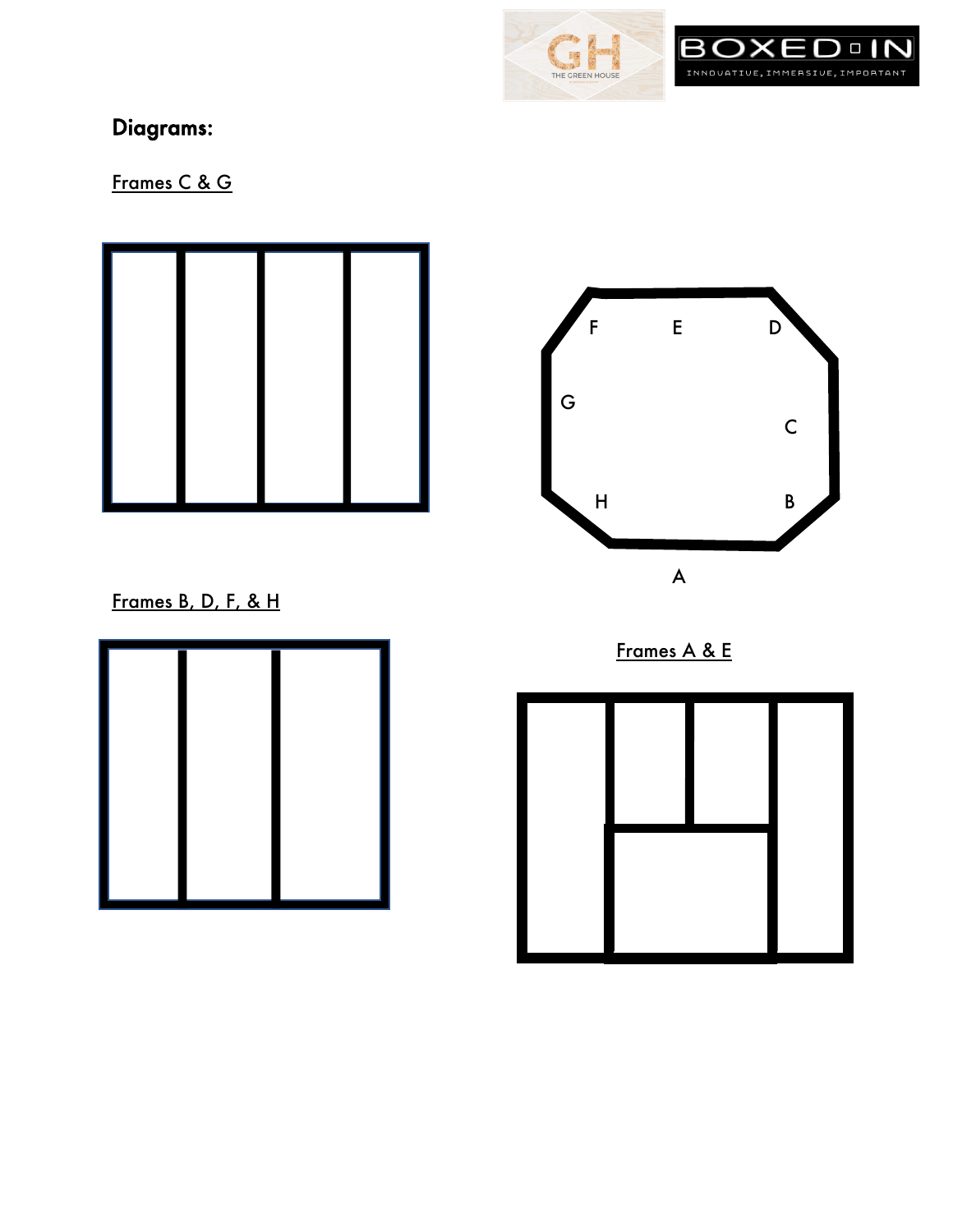**Diagrams:**

Frames C & G

F
E
D
G
C
H
B
A

Frames B, D, F, & H

Frames A & E